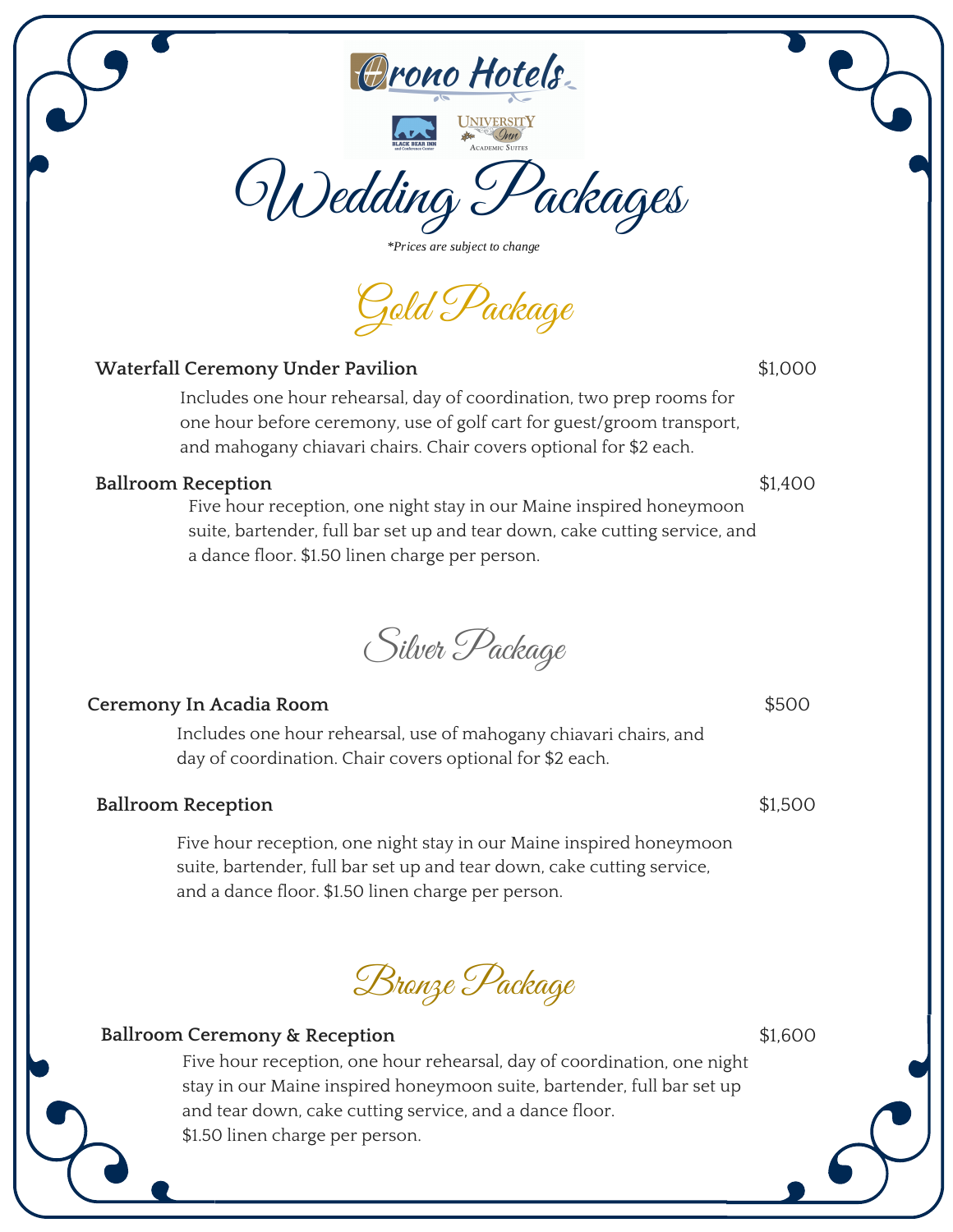Orono Hotels

BLACK BEAR INN and Conference Center

UNIVERSITY Inn ACADEMIC SUITES

# Wedding Packages

*\*Prices are subject to change*

## Gold Package

**Waterfall Ceremony Under Pavilion** $1,000

Includes one hour rehearsal, day of coordination, two prep rooms for one hour before ceremony, use of golf cart for guest/groom transport, and mahogany chiavari chairs. Chair covers optional for $2 each.

**Ballroom Reception** $1,400

Five hour reception, one night stay in our Maine inspired honeymoon suite, bartender, full bar set up and tear down, cake cutting service, and a dance floor. $1.50 linen charge per person.

## Silver Package

**Ceremony In Acadia Room** $500

Includes one hour rehearsal, use of mahogany chiavari chairs, and day of coordination. Chair covers optional for $2 each.

**Ballroom Reception** $1,500

Five hour reception, one night stay in our Maine inspired honeymoon suite, bartender, full bar set up and tear down, cake cutting service, and a dance floor. $1.50 linen charge per person.

## Bronze Package

**Ballroom Ceremony & Reception** $1,600

Five hour reception, one hour rehearsal, day of coordination, one night stay in our Maine inspired honeymoon suite, bartender, full bar set up and tear down, cake cutting service, and a dance floor.
$1.50 linen charge per person.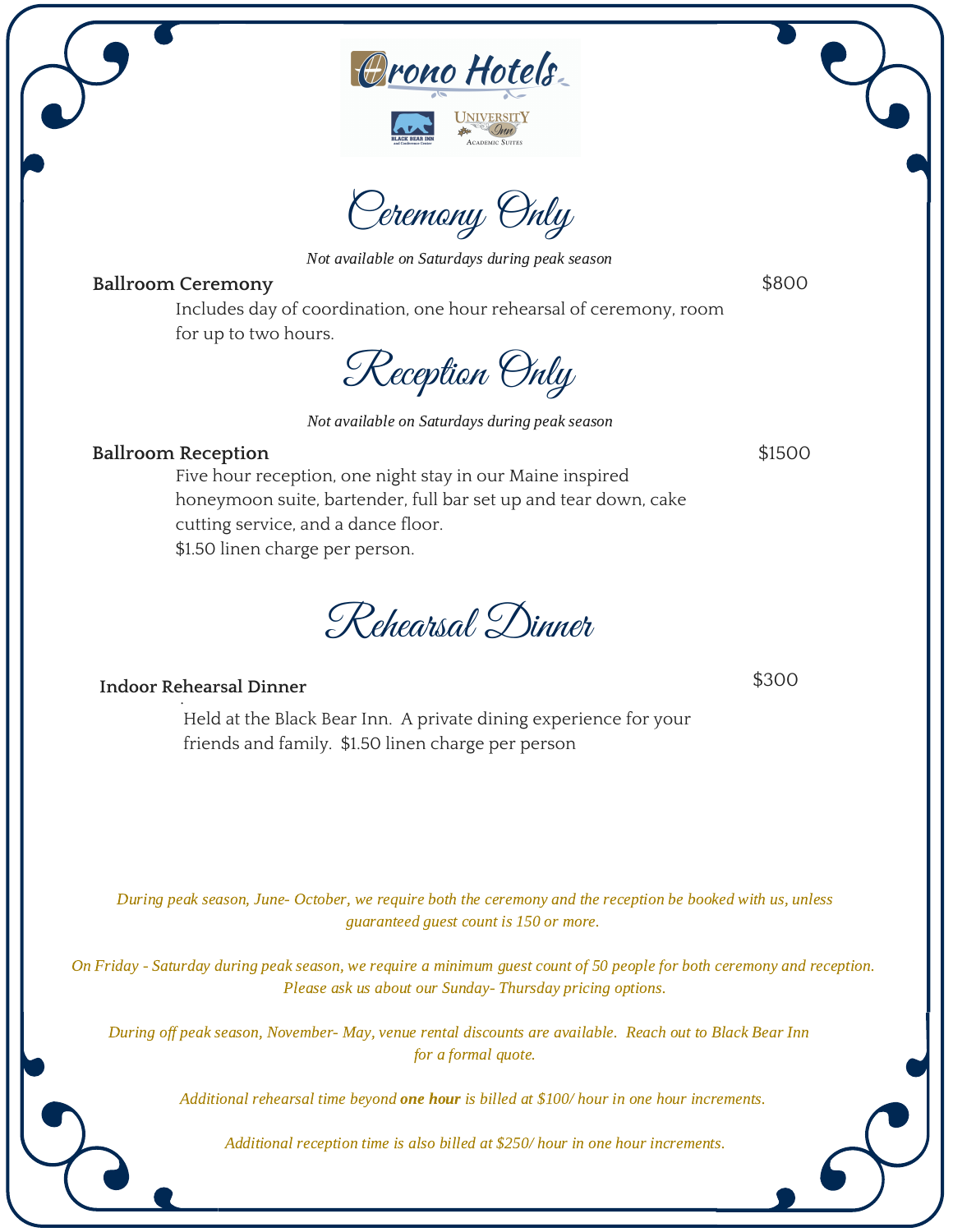Orono Hotels

BLACK BEAR INN and Conference Center

UNIVERSITY Inn ACADEMIC SUITES

# Ceremony Only

*Not available on Saturdays during peak season*

**Ballroom Ceremony** $800

Includes day of coordination, one hour rehearsal of ceremony, room for up to two hours.

# Reception Only

*Not available on Saturdays during peak season*

**Ballroom Reception** $1500

Five hour reception, one night stay in our Maine inspired honeymoon suite, bartender, full bar set up and tear down, cake cutting service, and a dance floor.
$1.50 linen charge per person.

# Rehearsal Dinner

**Indoor Rehearsal Dinner** $300

Held at the Black Bear Inn. A private dining experience for your friends and family. $1.50 linen charge per person

*During peak season, June- October, we require both the ceremony and the reception be booked with us, unless guaranteed guest count is 150 or more.*

*On Friday - Saturday during peak season, we require a minimum guest count of 50 people for both ceremony and reception. Please ask us about our Sunday- Thursday pricing options.*

*During off peak season, November- May, venue rental discounts are available. Reach out to Black Bear Inn for a formal quote.*

*Additional rehearsal time beyond **one hour** is billed at $100/ hour in one hour increments.*

*Additional reception time is also billed at $250/ hour in one hour increments.*